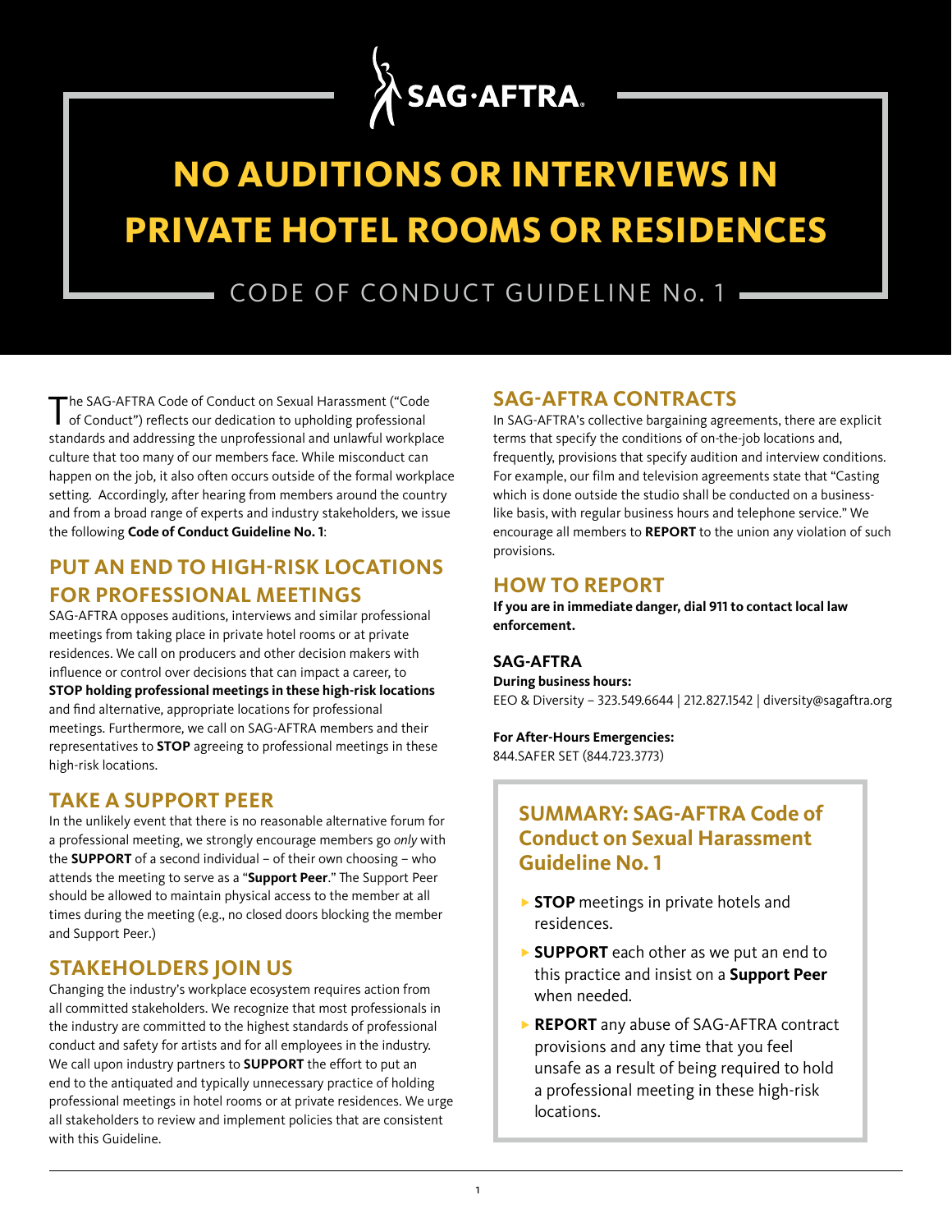SAG·AFTRA

# NO AUDITIONS OR INTERVIEWS IN PRIVATE HOTEL ROOMS OR RESIDENCES

CODE OF CONDUCT GUIDELINE No. 1

The SAG-AFTRA Code of Conduct on Sexual Harassment ("Code of Conduct") reflects our dedication to upholding professional standards and addressing the unprofessional and unlawful workplace culture that too many of our members face. While misconduct can happen on the job, it also often occurs outside of the formal workplace setting. Accordingly, after hearing from members around the country and from a broad range of experts and industry stakeholders, we issue the following **Code of Conduct Guideline No. 1**:

## PUT AN END TO HIGH-RISK LOCATIONS FOR PROFESSIONAL MEETINGS

SAG-AFTRA opposes auditions, interviews and similar professional meetings from taking place in private hotel rooms or at private residences. We call on producers and other decision makers with influence or control over decisions that can impact a career, to **STOP holding professional meetings in these high-risk locations** and find alternative, appropriate locations for professional meetings. Furthermore, we call on SAG-AFTRA members and their representatives to **STOP** agreeing to professional meetings in these high-risk locations.

## TAKE A SUPPORT PEER

In the unlikely event that there is no reasonable alternative forum for a professional meeting, we strongly encourage members go *only* with the **SUPPORT** of a second individual – of their own choosing – who attends the meeting to serve as a "**Support Peer**." The Support Peer should be allowed to maintain physical access to the member at all times during the meeting (e.g., no closed doors blocking the member and Support Peer.)

## STAKEHOLDERS JOIN US

Changing the industry's workplace ecosystem requires action from all committed stakeholders. We recognize that most professionals in the industry are committed to the highest standards of professional conduct and safety for artists and for all employees in the industry. We call upon industry partners to **SUPPORT** the effort to put an end to the antiquated and typically unnecessary practice of holding professional meetings in hotel rooms or at private residences. We urge all stakeholders to review and implement policies that are consistent with this Guideline.

## SAG-AFTRA CONTRACTS

In SAG-AFTRA's collective bargaining agreements, there are explicit terms that specify the conditions of on-the-job locations and, frequently, provisions that specify audition and interview conditions. For example, our film and television agreements state that "Casting which is done outside the studio shall be conducted on a business-like basis, with regular business hours and telephone service." We encourage all members to **REPORT** to the union any violation of such provisions.

## HOW TO REPORT

**If you are in immediate danger, dial 911 to contact local law enforcement.**

### SAG-AFTRA

**During business hours:**
EEO & Diversity – 323.549.6644 | 212.827.1542 | diversity@sagaftra.org

**For After-Hours Emergencies:**
844.SAFER SET (844.723.3773)

### SUMMARY: SAG-AFTRA Code of Conduct on Sexual Harassment Guideline No. 1

- **STOP** meetings in private hotels and residences.
- **SUPPORT** each other as we put an end to this practice and insist on a **Support Peer** when needed.
- **REPORT** any abuse of SAG-AFTRA contract provisions and any time that you feel unsafe as a result of being required to hold a professional meeting in these high-risk locations.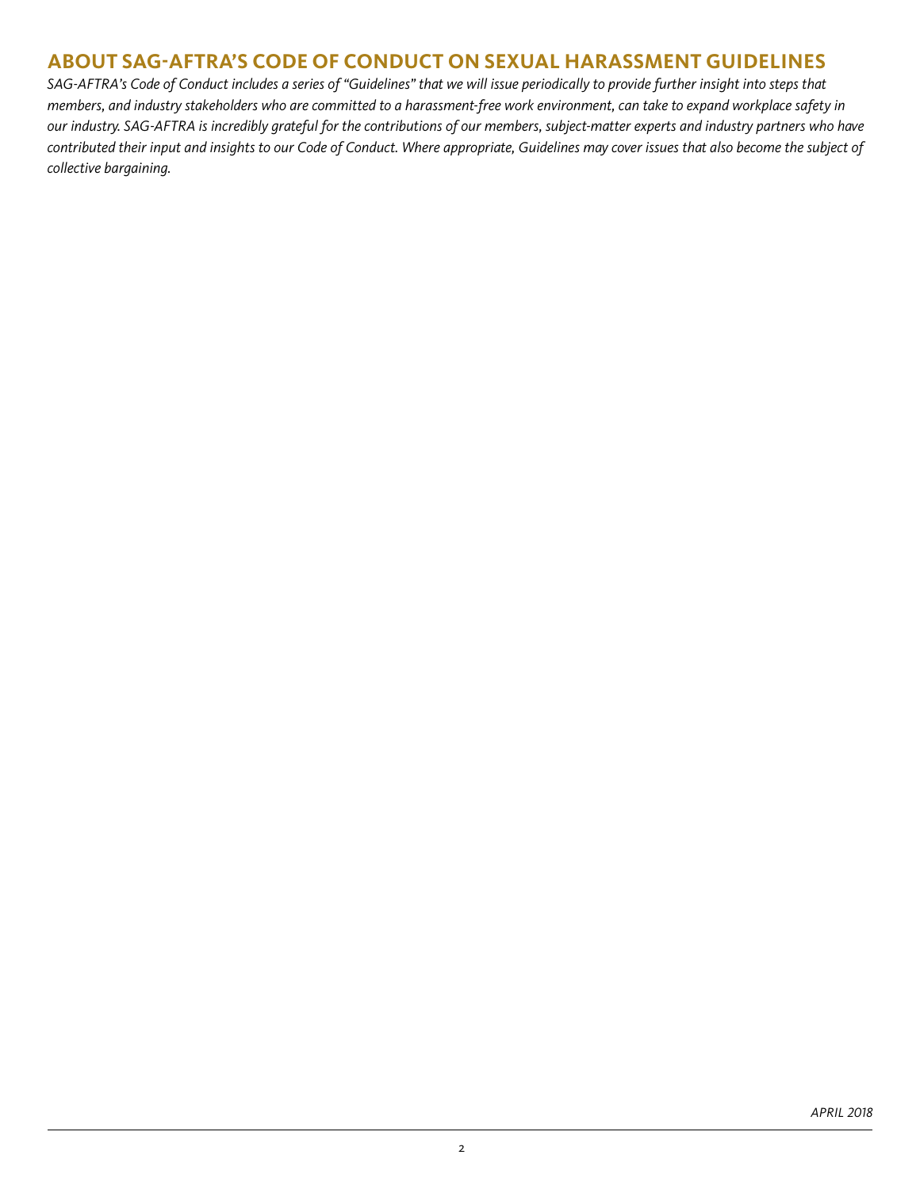## ABOUT SAG-AFTRA'S CODE OF CONDUCT ON SEXUAL HARASSMENT GUIDELINES

*SAG-AFTRA's Code of Conduct includes a series of "Guidelines" that we will issue periodically to provide further insight into steps that members, and industry stakeholders who are committed to a harassment-free work environment, can take to expand workplace safety in our industry. SAG-AFTRA is incredibly grateful for the contributions of our members, subject-matter experts and industry partners who have contributed their input and insights to our Code of Conduct. Where appropriate, Guidelines may cover issues that also become the subject of collective bargaining.*

*APRIL 2018*